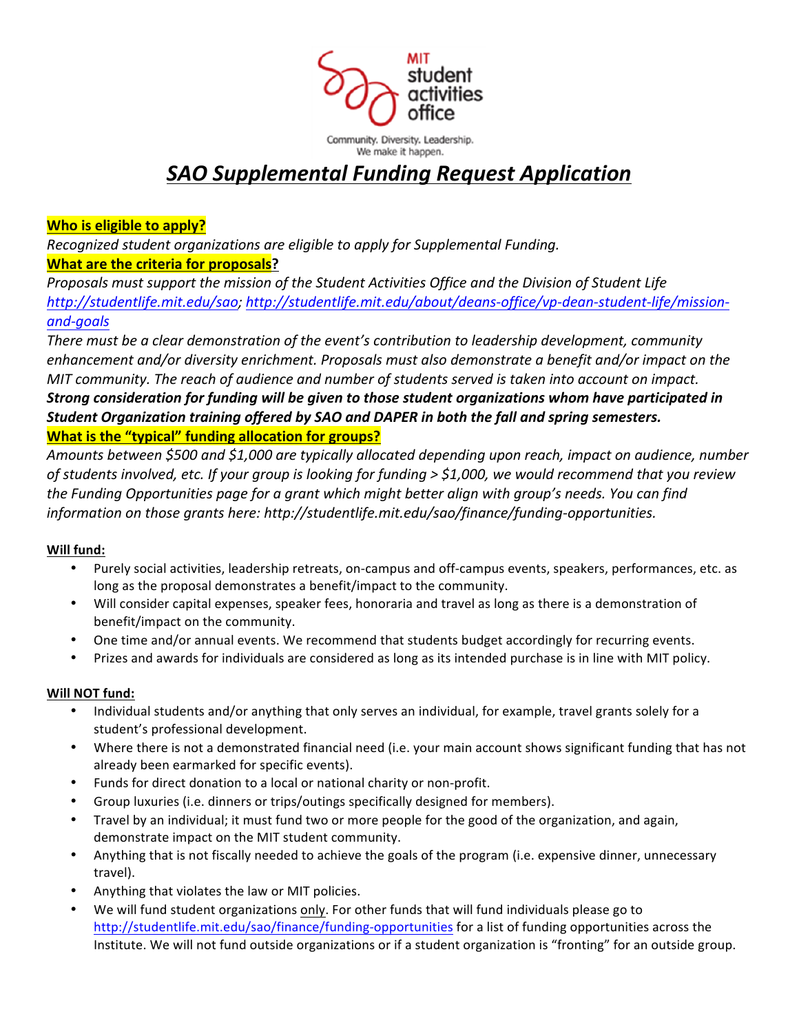MIT student activities office

Community. Diversity. Leadership.
We make it happen.

# ***SAO Supplemental Funding Request Application***

**Who is eligible to apply?**

*Recognized student organizations are eligible to apply for Supplemental Funding.*

**What are the criteria for proposals?**

*Proposals must support the mission of the Student Activities Office and the Division of Student Life [http://studentlife.mit.edu/sao](http://studentlife.mit.edu/sao); [http://studentlife.mit.edu/about/deans-office/vp-dean-student-life/mission-and-goals](http://studentlife.mit.edu/about/deans-office/vp-dean-student-life/mission-and-goals)*

*There must be a clear demonstration of the event's contribution to leadership development, community enhancement and/or diversity enrichment. Proposals must also demonstrate a benefit and/or impact on the MIT community. The reach of audience and number of students served is taken into account on impact.* ***Strong consideration for funding will be given to those student organizations whom have participated in Student Organization training offered by SAO and DAPER in both the fall and spring semesters.***

**What is the "typical" funding allocation for groups?**

*Amounts between $500 and $1,000 are typically allocated depending upon reach, impact on audience, number of students involved, etc. If your group is looking for funding > $1,000, we would recommend that you review the Funding Opportunities page for a grant which might better align with group's needs. You can find information on those grants here: http://studentlife.mit.edu/sao/finance/funding-opportunities.*

**Will fund:**

- Purely social activities, leadership retreats, on-campus and off-campus events, speakers, performances, etc. as long as the proposal demonstrates a benefit/impact to the community.
- Will consider capital expenses, speaker fees, honoraria and travel as long as there is a demonstration of benefit/impact on the community.
- One time and/or annual events. We recommend that students budget accordingly for recurring events.
- Prizes and awards for individuals are considered as long as its intended purchase is in line with MIT policy.

**Will NOT fund:**

- Individual students and/or anything that only serves an individual, for example, travel grants solely for a student's professional development.
- Where there is not a demonstrated financial need (i.e. your main account shows significant funding that has not already been earmarked for specific events).
- Funds for direct donation to a local or national charity or non-profit.
- Group luxuries (i.e. dinners or trips/outings specifically designed for members).
- Travel by an individual; it must fund two or more people for the good of the organization, and again, demonstrate impact on the MIT student community.
- Anything that is not fiscally needed to achieve the goals of the program (i.e. expensive dinner, unnecessary travel).
- Anything that violates the law or MIT policies.
- We will fund student organizations only. For other funds that will fund individuals please go to [http://studentlife.mit.edu/sao/finance/funding-opportunities](http://studentlife.mit.edu/sao/finance/funding-opportunities) for a list of funding opportunities across the Institute. We will not fund outside organizations or if a student organization is "fronting" for an outside group.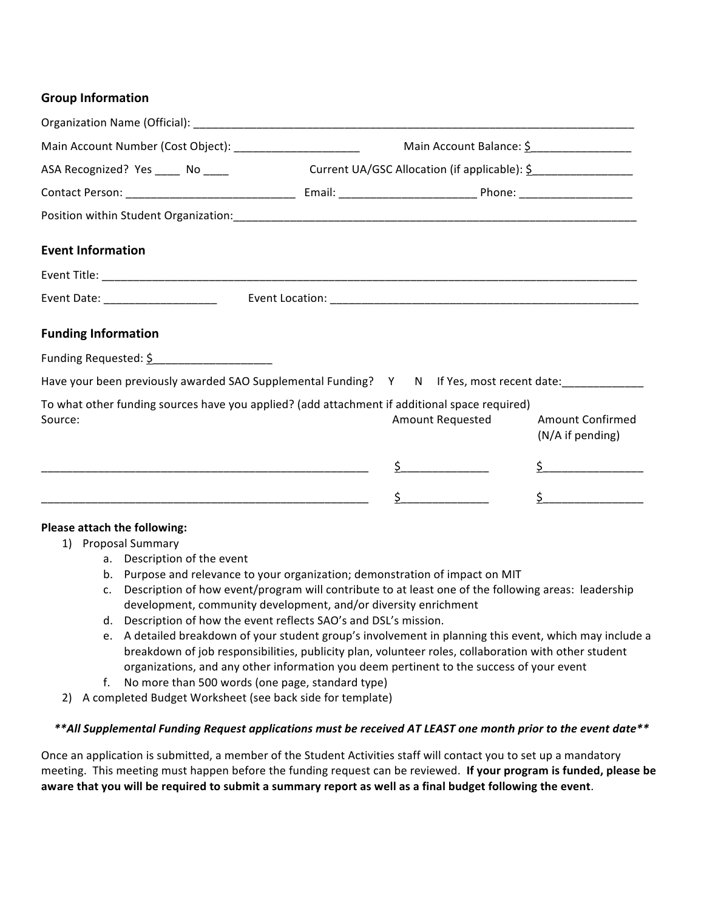## Group Information

Organization Name (Official): ___________________________________________________________________________

Main Account Number (Cost Object): ____________________ Main Account Balance: $________________

ASA Recognized? Yes ____ No ____ Current UA/GSC Allocation (if applicable): $________________

Contact Person: ___________________________ Email: _____________________ Phone: __________________

Position within Student Organization: ___________________________________________________________________

## Event Information

Event Title: ___________________________________________________________________________________________

Event Date: __________________ Event Location: ___________________________________________________

## Funding Information

Funding Requested: $___________________

Have your been previously awarded SAO Supplemental Funding? Y N If Yes, most recent date:_____________

To what other funding sources have you applied? (add attachment if additional space required)

| Source: | Amount Requested | Amount Confirmed (N/A if pending) |
|---|---|---|
| ______________________________________________________ | $_____________ | $________________ |
| ______________________________________________________ | $_____________ | $________________ |

**Please attach the following:**

1) Proposal Summary
   a. Description of the event
   b. Purpose and relevance to your organization; demonstration of impact on MIT
   c. Description of how event/program will contribute to at least one of the following areas: leadership development, community development, and/or diversity enrichment
   d. Description of how the event reflects SAO's and DSL's mission.
   e. A detailed breakdown of your student group's involvement in planning this event, which may include a breakdown of job responsibilities, publicity plan, volunteer roles, collaboration with other student organizations, and any other information you deem pertinent to the success of your event
   f. No more than 500 words (one page, standard type)
2) A completed Budget Worksheet (see back side for template)

***\*\*All Supplemental Funding Request applications must be received AT LEAST one month prior to the event date\*\****

Once an application is submitted, a member of the Student Activities staff will contact you to set up a mandatory meeting. This meeting must happen before the funding request can be reviewed. **If your program is funded, please be aware that you will be required to submit a summary report as well as a final budget following the event**.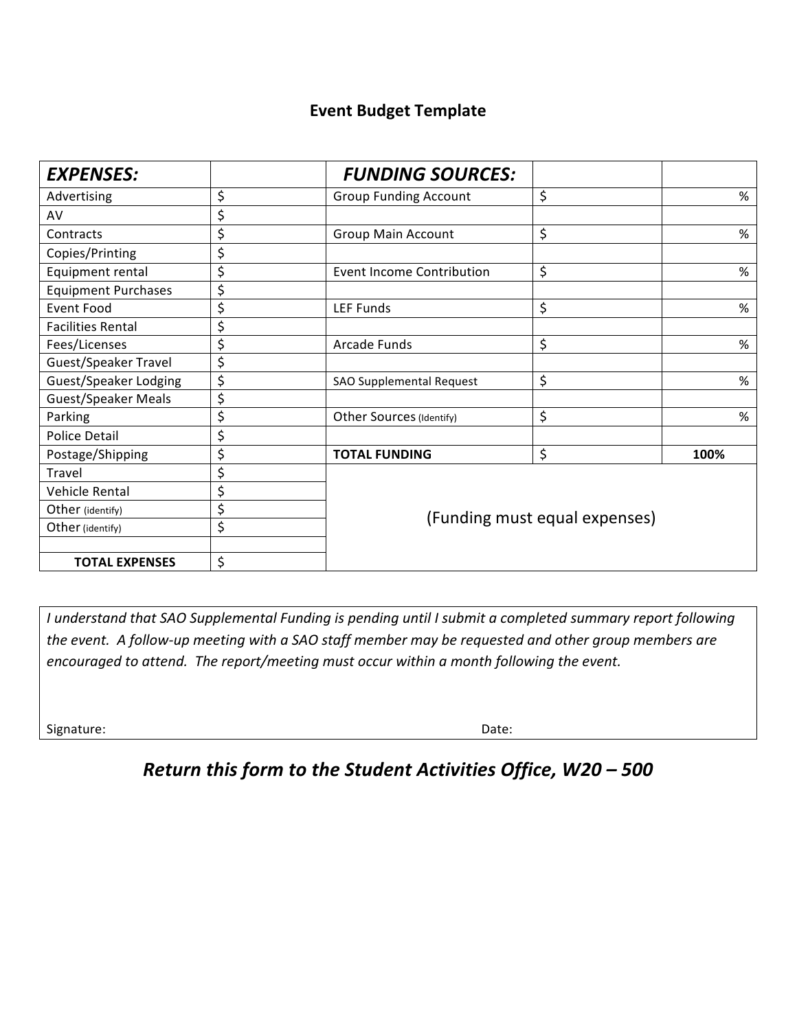**Event Budget Template**

| ***EXPENSES:*** | | ***FUNDING SOURCES:*** | | |
|---|---|---|---|---|
| Advertising | $ | Group Funding Account | $ | % |
| AV | $ | | | |
| Contracts | $ | Group Main Account | $ | % |
| Copies/Printing | $ | | | |
| Equipment rental | $ | Event Income Contribution | $ | % |
| Equipment Purchases | $ | | | |
| Event Food | $ | LEF Funds | $ | % |
| Facilities Rental | $ | | | |
| Fees/Licenses | $ | Arcade Funds | $ | % |
| Guest/Speaker Travel | $ | | | |
| Guest/Speaker Lodging | $ | SAO Supplemental Request | $ | % |
| Guest/Speaker Meals | $ | | | |
| Parking | $ | Other Sources (Identify) | $ | % |
| Police Detail | $ | | | |
| Postage/Shipping | $ | **TOTAL FUNDING** | $ | **100%** |
| Travel | $ | (Funding must equal expenses) | | |
| Vehicle Rental | $ | | | |
| Other (identify) | $ | | | |
| Other (identify) | $ | | | |
| | | | | |
| **TOTAL EXPENSES** | $ | | | |

*I understand that SAO Supplemental Funding is pending until I submit a completed summary report following the event. A follow-up meeting with a SAO staff member may be requested and other group members are encouraged to attend. The report/meeting must occur within a month following the event.*

Signature: Date:

## ***Return this form to the Student Activities Office, W20 – 500***